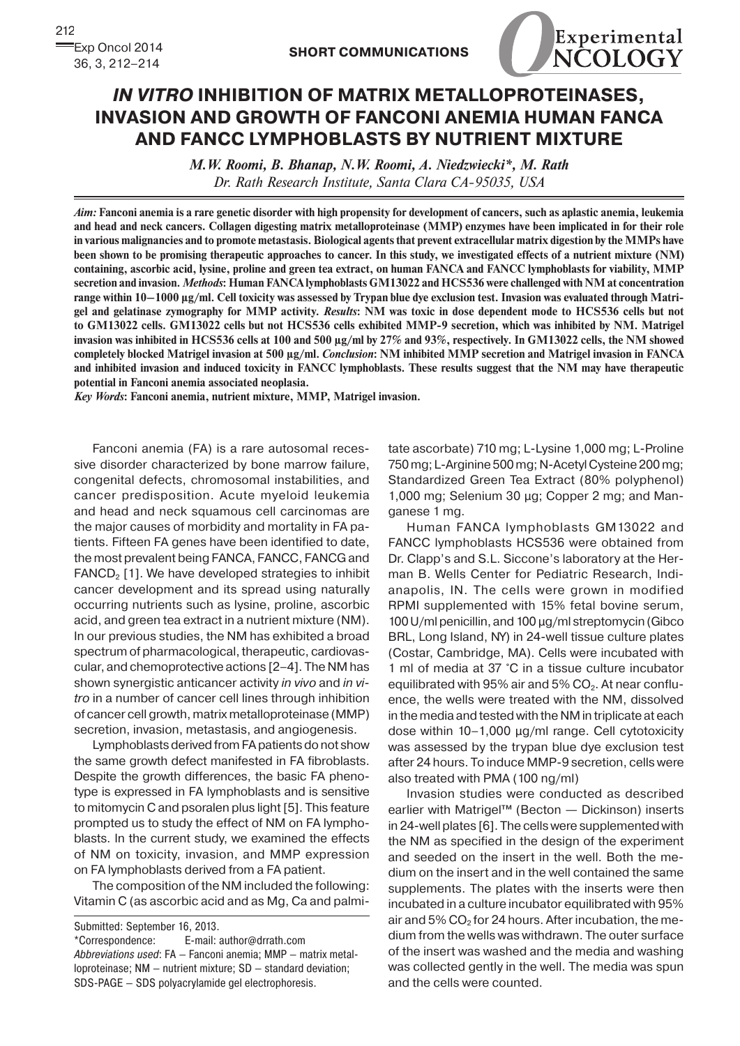SHORT COMMUNICATIONS

# *IN VITRO* INHIBITION OF MATRIX METALLOPROTEINASES, INVASION AND GROWTH OF FANCONI ANEMIA HUMAN FANCA AND FANCC LYMPHOBLASTS BY NUTRIENT MIXTURE

*M.W. Roomi, B. Bhanap, N.W. Roomi, A. Niedzwiecki\*, M. Rath*
*Dr. Rath Research Institute, Santa Clara CA-95035, USA*

***Aim:*** **Fanconi anemia is a rare genetic disorder with high propensity for development of cancers, such as aplastic anemia, leukemia and head and neck cancers. Collagen digesting matrix metalloproteinase (MMP) enzymes have been implicated in for their role in various malignancies and to promote metastasis. Biological agents that prevent extracellular matrix digestion by the MMPs have been shown to be promising therapeutic approaches to cancer. In this study, we investigated effects of a nutrient mixture (NM) containing, ascorbic acid, lysine, proline and green tea extract, on human FANCA and FANCC lymphoblasts for viability, MMP secretion and invasion.** ***Methods*****: Human FANCA lymphoblasts GM13022 and HCS536 were challenged with NM at concentration range within 10–1000 µg/ml. Cell toxicity was assessed by Trypan blue dye exclusion test. Invasion was evaluated through Matrigel and gelatinase zymography for MMP activity.** ***Results*****: NM was toxic in dose dependent mode to HCS536 cells but not to GM13022 cells. GM13022 cells but not HCS536 cells exhibited MMP-9 secretion, which was inhibited by NM. Matrigel invasion was inhibited in HCS536 cells at 100 and 500 µg/ml by 27% and 93%, respectively. In GM13022 cells, the NM showed completely blocked Matrigel invasion at 500 µg/ml.** ***Conclusion*****: NM inhibited MMP secretion and Matrigel invasion in FANCA and inhibited invasion and induced toxicity in FANCC lymphoblasts. These results suggest that the NM may have therapeutic potential in Fanconi anemia associated neoplasia.**

***Key Words*****: Fanconi anemia, nutrient mixture, MMP, Matrigel invasion.**

Fanconi anemia (FA) is a rare autosomal recessive disorder characterized by bone marrow failure, congenital defects, chromosomal instabilities, and cancer predisposition. Acute myeloid leukemia and head and neck squamous cell carcinomas are the major causes of morbidity and mortality in FA patients. Fifteen FA genes have been identified to date, the most prevalent being FANCA, FANCC, FANCG and $FANCD_2$ [1]. We have developed strategies to inhibit cancer development and its spread using naturally occurring nutrients such as lysine, proline, ascorbic acid, and green tea extract in a nutrient mixture (NM). In our previous studies, the NM has exhibited a broad spectrum of pharmacological, therapeutic, cardiovascular, and chemoprotective actions [2–4]. The NM has shown synergistic anticancer activity *in vivo* and *in vitro* in a number of cancer cell lines through inhibition of cancer cell growth, matrix metalloproteinase (MMP) secretion, invasion, metastasis, and angiogenesis.

Lymphoblasts derived from FA patients do not show the same growth defect manifested in FA fibroblasts. Despite the growth differences, the basic FA phenotype is expressed in FA lymphoblasts and is sensitive to mitomycin C and psoralen plus light [5]. This feature prompted us to study the effect of NM on FA lymphoblasts. In the current study, we examined the effects of NM on toxicity, invasion, and MMP expression on FA lymphoblasts derived from a FA patient.

The composition of the NM included the following: Vitamin C (as ascorbic acid and as Mg, Ca and palmitate ascorbate) 710 mg; L-Lysine 1,000 mg; L-Proline 750 mg; L-Arginine 500 mg; N-Acetyl Cysteine 200 mg; Standardized Green Tea Extract (80% polyphenol) 1,000 mg; Selenium 30 µg; Copper 2 mg; and Manganese 1 mg.

Human FANCA lymphoblasts GM13022 and FANCC lymphoblasts HCS536 were obtained from Dr. Clapp's and S.L. Siccone's laboratory at the Herman B. Wells Center for Pediatric Research, Indianapolis, IN. The cells were grown in modified RPMI supplemented with 15% fetal bovine serum, 100 U/ml penicillin, and 100 µg/ml streptomycin (Gibco BRL, Long Island, NY) in 24-well tissue culture plates (Costar, Cambridge, MA). Cells were incubated with 1 ml of media at 37 °C in a tissue culture incubator equilibrated with 95% air and 5% $CO_2$. At near confluence, the wells were treated with the NM, dissolved in the media and tested with the NM in triplicate at each dose within 10–1,000 µg/ml range. Cell cytotoxicity was assessed by the trypan blue dye exclusion test after 24 hours. To induce MMP-9 secretion, cells were also treated with PMA (100 ng/ml)

Invasion studies were conducted as described earlier with Matrigel™ (Becton — Dickinson) inserts in 24-well plates [6]. The cells were supplemented with the NM as specified in the design of the experiment and seeded on the insert in the well. Both the medium on the insert and in the well contained the same supplements. The plates with the inserts were then incubated in a culture incubator equilibrated with 95% air and 5% $CO_2$ for 24 hours. After incubation, the medium from the wells was withdrawn. The outer surface of the insert was washed and the media and washing was collected gently in the well. The media was spun and the cells were counted.

Submitted: September 16, 2013.
\*Correspondence: E-mail: author@drrath.com
*Abbreviations used*: FA – Fanconi anemia; MMP – matrix metalloproteinase; NM – nutrient mixture; SD – standard deviation; SDS-PAGE – SDS polyacrylamide gel electrophoresis.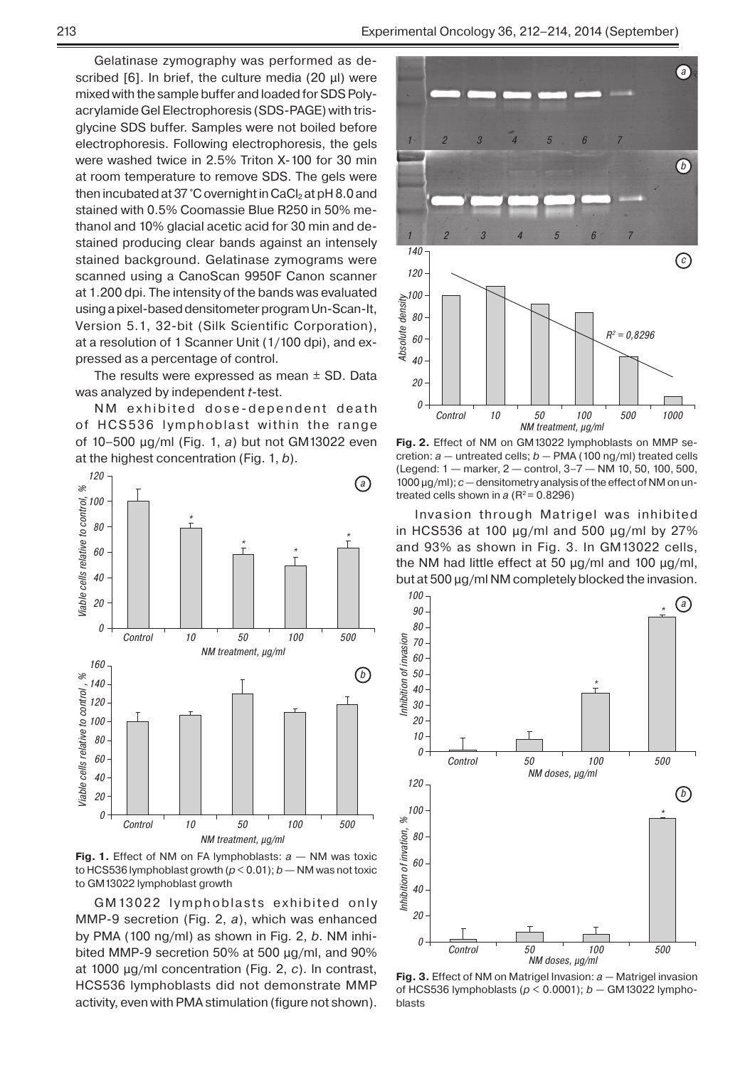Gelatinase zymography was performed as described [6]. In brief, the culture media (20 µl) were mixed with the sample buffer and loaded for SDS Polyacrylamide Gel Electrophoresis (SDS-PAGE) with trisglycine SDS buffer. Samples were not boiled before electrophoresis. Following electrophoresis, the gels were washed twice in 2.5% Triton X-100 for 30 min at room temperature to remove SDS. The gels were then incubated at 37 °C overnight in $CaCl_2$ at pH 8.0 and stained with 0.5% Coomassie Blue R250 in 50% methanol and 10% glacial acetic acid for 30 min and destained producing clear bands against an intensely stained background. Gelatinase zymograms were scanned using a CanoScan 9950F Canon scanner at 1.200 dpi. The intensity of the bands was evaluated using a pixel-based densitometer program Un-Scan-It, Version 5.1, 32-bit (Silk Scientific Corporation), at a resolution of 1 Scanner Unit (1/100 dpi), and expressed as a percentage of control.

The results were expressed as mean ± SD. Data was analyzed by independent *t*-test.

NM exhibited dose-dependent death of HCS536 lymphoblast within the range of 10–500 µg/ml (Fig. 1, *a*) but not GM13022 even at the highest concentration (Fig. 1, *b*).

**Fig. 1.** Effect of NM on FA lymphoblasts: *a* — NM was toxic to HCS536 lymphoblast growth ($p < 0.01$); *b* — NM was not toxic to GM13022 lymphoblast growth

GM13022 lymphoblasts exhibited only MMP-9 secretion (Fig. 2, *a*), which was enhanced by PMA (100 ng/ml) as shown in Fig. 2, *b*. NM inhibited MMP-9 secretion 50% at 500 µg/ml, and 90% at 1000 µg/ml concentration (Fig. 2, *c*). In contrast, HCS536 lymphoblasts did not demonstrate MMP activity, even with PMA stimulation (figure not shown).

**Fig. 2.** Effect of NM on GM13022 lymphoblasts on MMP secretion: *a* — untreated cells; *b* — PMA (100 ng/ml) treated cells (Legend: 1 — marker, 2 — control, 3–7 — NM 10, 50, 100, 500, 1000 µg/ml); *c* — densitometry analysis of the effect of NM on untreated cells shown in *a* ($R^2 = 0.8296$)

Invasion through Matrigel was inhibited in HCS536 at 100 µg/ml and 500 µg/ml by 27% and 93% as shown in Fig. 3. In GM13022 cells, the NM had little effect at 50 µg/ml and 100 µg/ml, but at 500 µg/ml NM completely blocked the invasion.

**Fig. 3.** Effect of NM on Matrigel Invasion: *a* — Matrigel invasion of HCS536 lymphoblasts ($p < 0.0001$); *b* — GM13022 lymphoblasts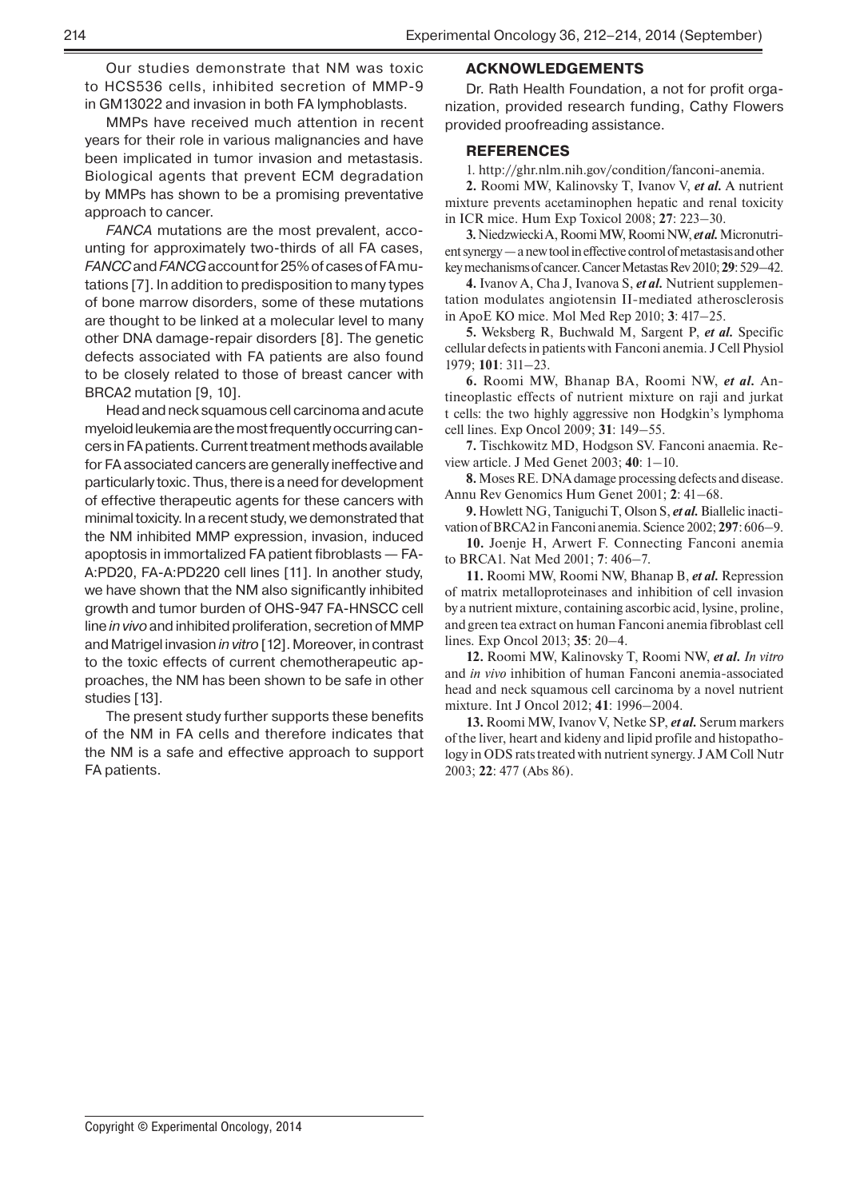Our studies demonstrate that NM was toxic to HCS536 cells, inhibited secretion of MMP-9 in GM13022 and invasion in both FA lymphoblasts.

MMPs have received much attention in recent years for their role in various malignancies and have been implicated in tumor invasion and metastasis. Biological agents that prevent ECM degradation by MMPs has shown to be a promising preventative approach to cancer.

*FANCA* mutations are the most prevalent, accounting for approximately two-thirds of all FA cases, *FANCC* and *FANCG* account for 25% of cases of FA mutations [7]. In addition to predisposition to many types of bone marrow disorders, some of these mutations are thought to be linked at a molecular level to many other DNA damage-repair disorders [8]. The genetic defects associated with FA patients are also found to be closely related to those of breast cancer with BRCA2 mutation [9, 10].

Head and neck squamous cell carcinoma and acute myeloid leukemia are the most frequently occurring cancers in FA patients. Current treatment methods available for FA associated cancers are generally ineffective and particularly toxic. Thus, there is a need for development of effective therapeutic agents for these cancers with minimal toxicity. In a recent study, we demonstrated that the NM inhibited MMP expression, invasion, induced apoptosis in immortalized FA patient fibroblasts — FA-A:PD20, FA-A:PD220 cell lines [11]. In another study, we have shown that the NM also significantly inhibited growth and tumor burden of OHS-947 FA-HNSCC cell line *in vivo* and inhibited proliferation, secretion of MMP and Matrigel invasion *in vitro* [12]. Moreover, in contrast to the toxic effects of current chemotherapeutic approaches, the NM has been shown to be safe in other studies [13].

The present study further supports these benefits of the NM in FA cells and therefore indicates that the NM is a safe and effective approach to support FA patients.

## ACKNOWLEDGEMENTS

Dr. Rath Health Foundation, a not for profit organization, provided research funding, Cathy Flowers provided proofreading assistance.

## REFERENCES

1. http://ghr.nlm.nih.gov/condition/fanconi-anemia.

2. Roomi MW, Kalinovsky T, Ivanov V, *et al.* A nutrient mixture prevents acetaminophen hepatic and renal toxicity in ICR mice. Hum Exp Toxicol 2008; **27**: 223–30.

3. Niedzwiecki A, Roomi MW, Roomi NW, *et al.* Micronutrient synergy — a new tool in effective control of metastasis and other key mechanisms of cancer. Cancer Metastas Rev 2010; **29**: 529–42.

4. Ivanov A, Cha J, Ivanova S, *et al.* Nutrient supplementation modulates angiotensin II-mediated atherosclerosis in ApoE KO mice. Mol Med Rep 2010; **3**: 417–25.

5. Weksberg R, Buchwald M, Sargent P, *et al.* Specific cellular defects in patients with Fanconi anemia. J Cell Physiol 1979; **101**: 311–23.

6. Roomi MW, Bhanap BA, Roomi NW, *et al.* Antineoplastic effects of nutrient mixture on raji and jurkat t cells: the two highly aggressive non Hodgkin's lymphoma cell lines. Exp Oncol 2009; **31**: 149–55.

7. Tischkowitz MD, Hodgson SV. Fanconi anaemia. Review article. J Med Genet 2003; **40**: 1–10.

8. Moses RE. DNA damage processing defects and disease. Annu Rev Genomics Hum Genet 2001; **2**: 41–68.

9. Howlett NG, Taniguchi T, Olson S, *et al.* Biallelic inactivation of BRCA2 in Fanconi anemia. Science 2002; **297**: 606–9.

10. Joenje H, Arwert F. Connecting Fanconi anemia to BRCA1. Nat Med 2001; **7**: 406–7.

11. Roomi MW, Roomi NW, Bhanap B, *et al.* Repression of matrix metalloproteinases and inhibition of cell invasion by a nutrient mixture, containing ascorbic acid, lysine, proline, and green tea extract on human Fanconi anemia fibroblast cell lines. Exp Oncol 2013; **35**: 20–4.

12. Roomi MW, Kalinovsky T, Roomi NW, *et al.* *In vitro* and *in vivo* inhibition of human Fanconi anemia-associated head and neck squamous cell carcinoma by a novel nutrient mixture. Int J Oncol 2012; **41**: 1996–2004.

13. Roomi MW, Ivanov V, Netke SP, *et al.* Serum markers of the liver, heart and kideny and lipid profile and histopathology in ODS rats treated with nutrient synergy. J AM Coll Nutr 2003; **22**: 477 (Abs 86).

Copyright © Experimental Oncology, 2014